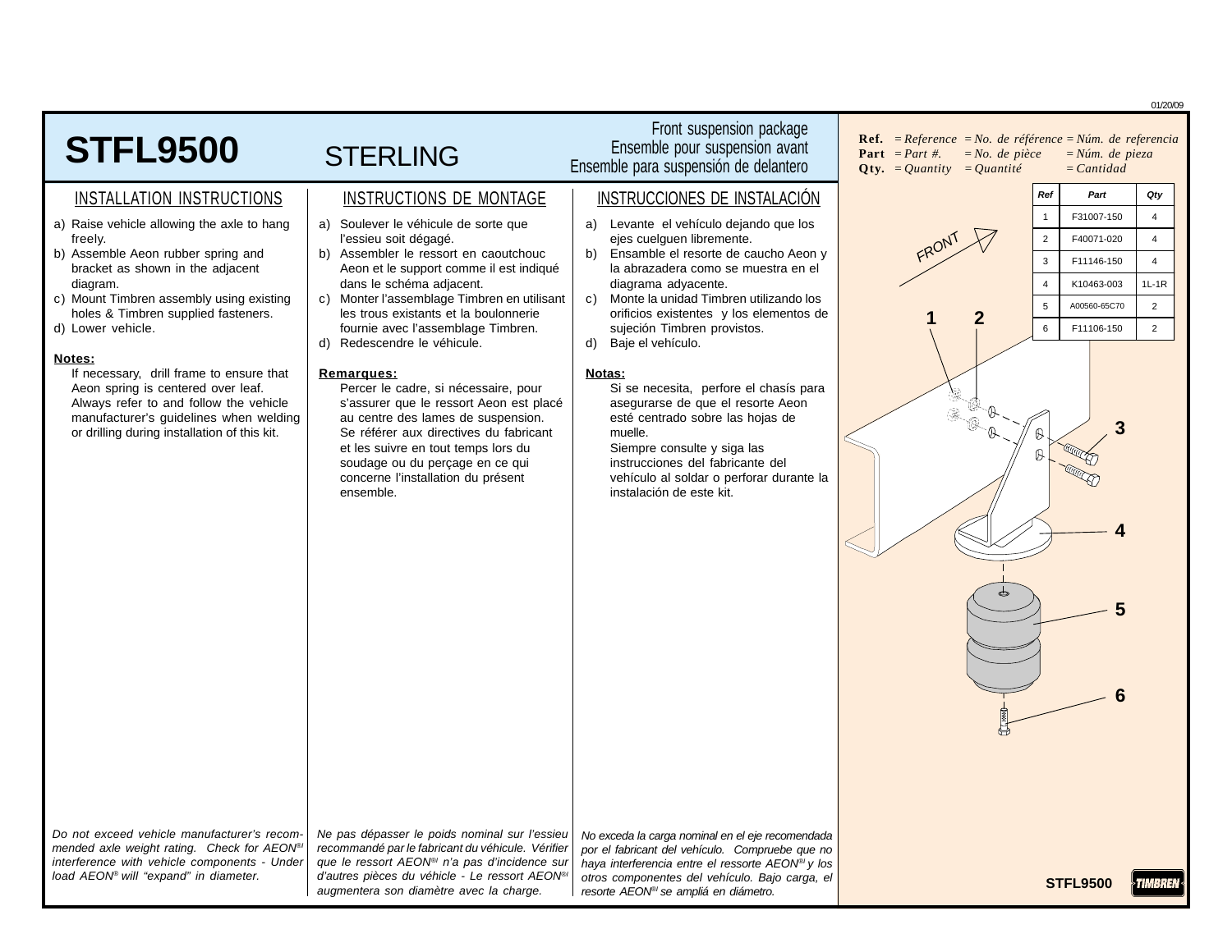01/20/09

# STFL9500

## STERLING

Front suspension package
Ensemble pour suspension avant
Ensemble para suspensión de delantero

**Ref.** = *Reference* = *No. de référence* = *Núm. de referencia*
**Part** = *Part #.* = *No. de pièce* = *Núm. de pieza*
**Qty.** = *Quantity* = *Quantité* = *Cantidad*

| Ref | Part | Qty |
|---|---|---|
| 1 | F31007-150 | 4 |
| 2 | F40071-020 | 4 |
| 3 | F11146-150 | 4 |
| 4 | K10463-003 | 1L-1R |
| 5 | A00560-65C70 | 2 |
| 6 | F11106-150 | 2 |

FRONT

1 2 3 4 5 6

### INSTALLATION INSTRUCTIONS

a) Raise vehicle allowing the axle to hang freely.
b) Assemble Aeon rubber spring and bracket as shown in the adjacent diagram.
c) Mount Timbren assembly using existing holes & Timbren supplied fasteners.
d) Lower vehicle.

**Notes:**

If necessary, drill frame to ensure that Aeon spring is centered over leaf. Always refer to and follow the vehicle manufacturer's guidelines when welding or drilling during installation of this kit.

*Do not exceed vehicle manufacturer's recommended axle weight rating. Check for AEON®/ interference with vehicle components - Under load AEON® will "expand" in diameter.*

### INSTRUCTIONS DE MONTAGE

a) Soulever le véhicule de sorte que l'essieu soit dégagé.
b) Assembler le ressort en caoutchouc Aeon et le support comme il est indiqué dans le schéma adjacent.
c) Monter l'assemblage Timbren en utilisant les trous existants et la boulonnerie fournie avec l'assemblage Timbren.
d) Redescendre le véhicule.

**Remarques:**

Percer le cadre, si nécessaire, pour s'assurer que le ressort Aeon est placé au centre des lames de suspension. Se référer aux directives du fabricant et les suivre en tout temps lors du soudage ou du perçage en ce qui concerne l'installation du présent ensemble.

*Ne pas dépasser le poids nominal sur l'essieu recommandé par le fabricant du véhicule. Vérifier que le ressort AEON®/ n'a pas d'incidence sur d'autres pièces du véhicle - Le ressort AEON®/ augmentera son diamètre avec la charge.*

### INSTRUCCIONES DE INSTALACIÓN

a) Levante el vehículo dejando que los ejes cuelguen libremente.
b) Ensamble el resorte de caucho Aeon y la abrazadera como se muestra en el diagrama adyacente.
c) Monte la unidad Timbren utilizando los orificios existentes y los elementos de sujeción Timbren provistos.
d) Baje el vehículo.

**Notas:**

Si se necesita, perfore el chasís para asegurarse de que el resorte Aeon esté centrado sobre las hojas de muelle.
Siempre consulte y siga las instrucciones del fabricante del vehículo al soldar o perforar durante la instalación de este kit.

*No exceda la carga nominal en el eje recomendada por el fabricant del vehículo. Compruebe que no haya interferencia entre el ressorte AEON®/ y los otros componentes del vehículo. Bajo carga, el resorte AEON®/ se amplió en diámetro.*

STFL9500 TIMBREN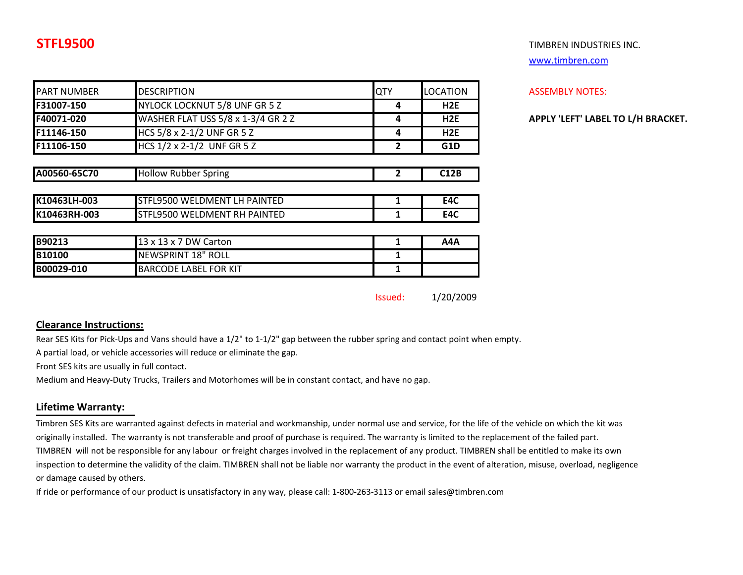# STFL9500

TIMBREN INDUSTRIES INC.
www.timbren.com

| PART NUMBER | DESCRIPTION | QTY | LOCATION |
|---|---|---|---|
| **F31007-150** | NYLOCK LOCKNUT 5/8 UNF GR 5 Z | **4** | **H2E** |
| **F40071-020** | WASHER FLAT USS 5/8 x 1-3/4 GR 2 Z | **4** | **H2E** |
| **F11146-150** | HCS 5/8 x 2-1/2 UNF GR 5 Z | **4** | **H2E** |
| **F11106-150** | HCS 1/2 x 2-1/2 UNF GR 5 Z | **2** | **G1D** |
| **A00560-65C70** | Hollow Rubber Spring | **2** | **C12B** |
| **K10463LH-003** | STFL9500 WELDMENT LH PAINTED | **1** | **E4C** |
| **K10463RH-003** | STFL9500 WELDMENT RH PAINTED | **1** | **E4C** |
| **B90213** | 13 x 13 x 7 DW Carton | **1** | **A4A** |
| **B10100** | NEWSPRINT 18" ROLL | **1** | |
| **B00029-010** | BARCODE LABEL FOR KIT | **1** | |

Issued: 1/20/2009

ASSEMBLY NOTES:

**APPLY 'LEFT' LABEL TO L/H BRACKET.**

## Clearance Instructions:

Rear SES Kits for Pick-Ups and Vans should have a 1/2" to 1-1/2" gap between the rubber spring and contact point when empty.

A partial load, or vehicle accessories will reduce or eliminate the gap.

Front SES kits are usually in full contact.

Medium and Heavy-Duty Trucks, Trailers and Motorhomes will be in constant contact, and have no gap.

## Lifetime Warranty:

Timbren SES Kits are warranted against defects in material and workmanship, under normal use and service, for the life of the vehicle on which the kit was originally installed. The warranty is not transferable and proof of purchase is required. The warranty is limited to the replacement of the failed part. TIMBREN will not be responsible for any labour or freight charges involved in the replacement of any product. TIMBREN shall be entitled to make its own inspection to determine the validity of the claim. TIMBREN shall not be liable nor warranty the product in the event of alteration, misuse, overload, negligence or damage caused by others.

If ride or performance of our product is unsatisfactory in any way, please call: 1-800-263-3113 or email sales@timbren.com